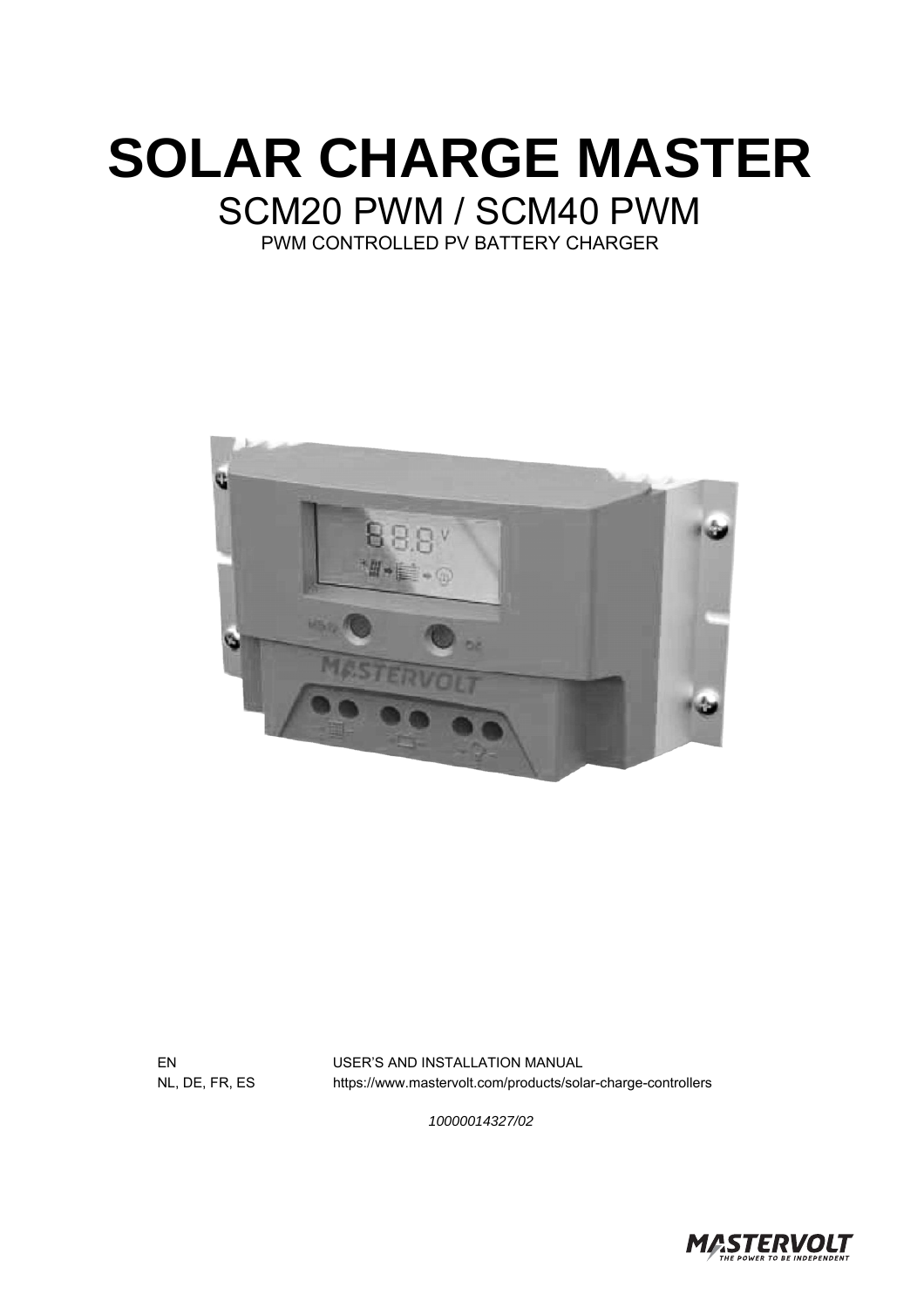# SOLAR CHARGE MASTER

## SCM20 PWM / SCM40 PWM

PWM CONTROLLED PV BATTERY CHARGER

EN USER'S AND INSTALLATION MANUAL

NL, DE, FR, ES https://www.mastervolt.com/products/solar-charge-controllers

*10000014327/02*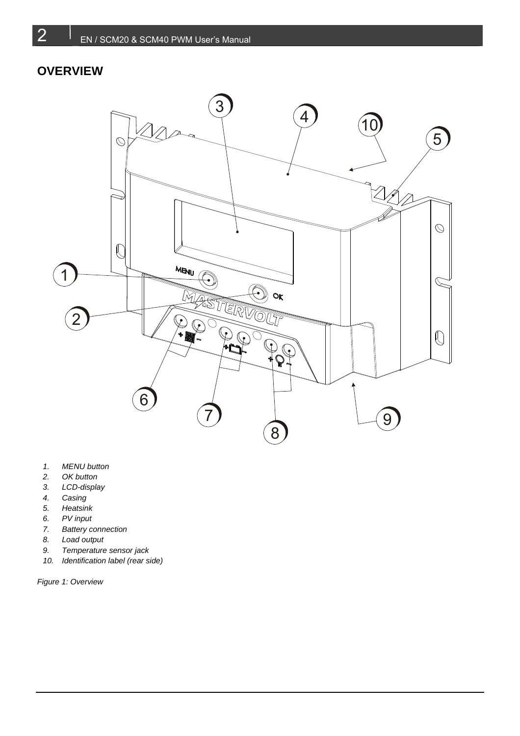# OVERVIEW

1. *MENU button*
2. *OK button*
3. *LCD-display*
4. *Casing*
5. *Heatsink*
6. *PV input*
7. *Battery connection*
8. *Load output*
9. *Temperature sensor jack*
10. *Identification label (rear side)*

*Figure 1: Overview*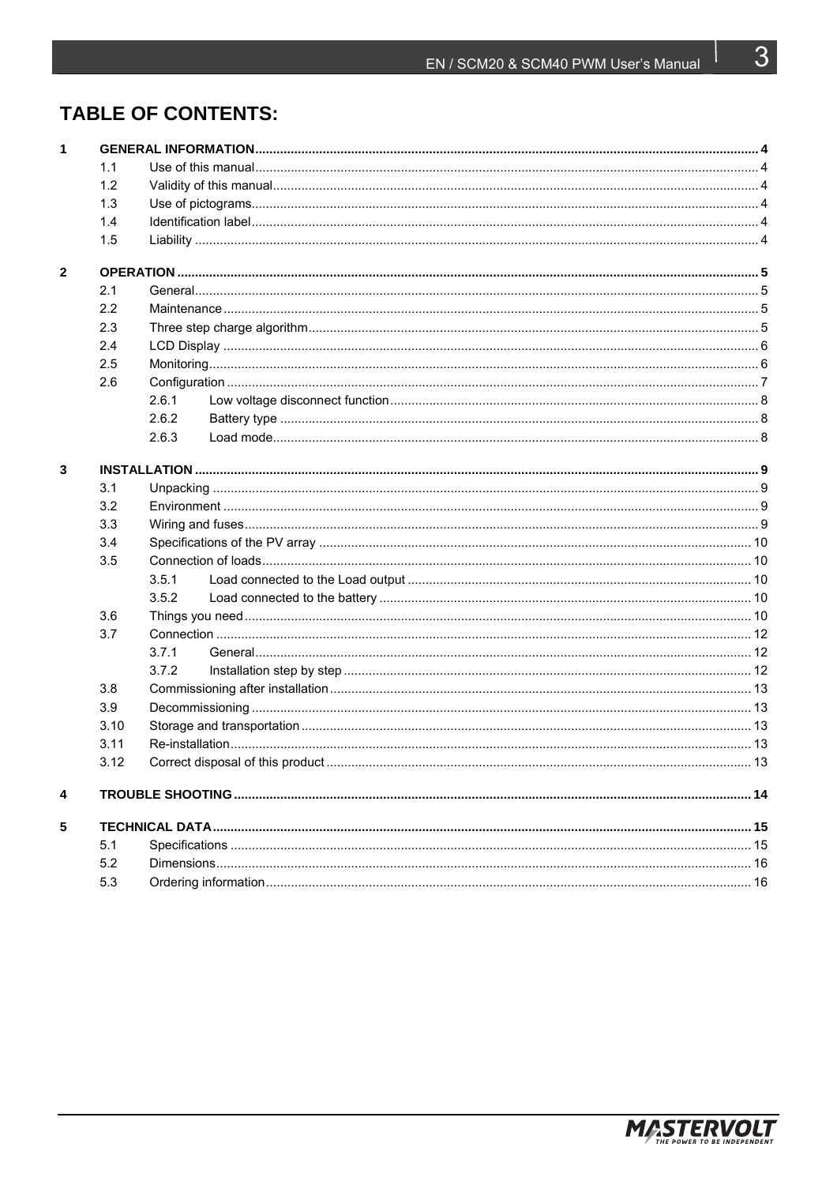# TABLE OF CONTENTS:

**1 GENERAL INFORMATION** ..... 4
- 1.1 Use of this manual ..... 4
- 1.2 Validity of this manual ..... 4
- 1.3 Use of pictograms ..... 4
- 1.4 Identification label ..... 4
- 1.5 Liability ..... 4

**2 OPERATION** ..... 5
- 2.1 General ..... 5
- 2.2 Maintenance ..... 5
- 2.3 Three step charge algorithm ..... 5
- 2.4 LCD Display ..... 6
- 2.5 Monitoring ..... 6
- 2.6 Configuration ..... 7
  - 2.6.1 Low voltage disconnect function ..... 8
  - 2.6.2 Battery type ..... 8
  - 2.6.3 Load mode ..... 8

**3 INSTALLATION** ..... 9
- 3.1 Unpacking ..... 9
- 3.2 Environment ..... 9
- 3.3 Wiring and fuses ..... 9
- 3.4 Specifications of the PV array ..... 10
- 3.5 Connection of loads ..... 10
  - 3.5.1 Load connected to the Load output ..... 10
  - 3.5.2 Load connected to the battery ..... 10
- 3.6 Things you need ..... 10
- 3.7 Connection ..... 12
  - 3.7.1 General ..... 12
  - 3.7.2 Installation step by step ..... 12
- 3.8 Commissioning after installation ..... 13
- 3.9 Decommissioning ..... 13
- 3.10 Storage and transportation ..... 13
- 3.11 Re-installation ..... 13
- 3.12 Correct disposal of this product ..... 13

**4 TROUBLE SHOOTING** ..... 14

**5 TECHNICAL DATA** ..... 15
- 5.1 Specifications ..... 15
- 5.2 Dimensions ..... 16
- 5.3 Ordering information ..... 16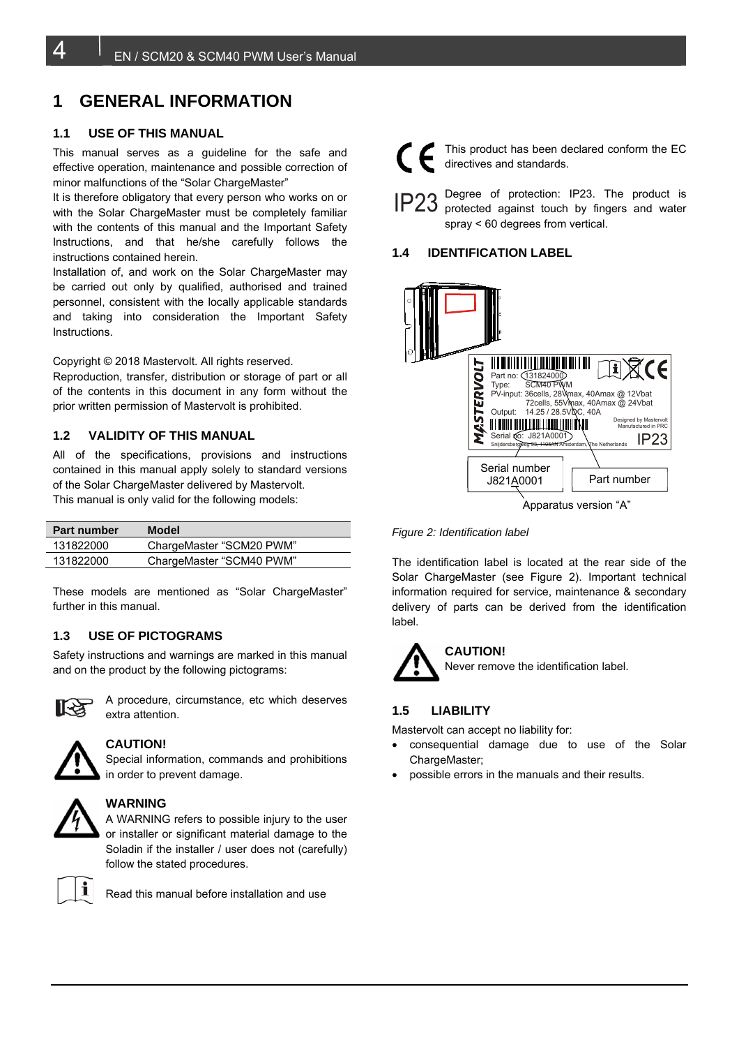# 1 GENERAL INFORMATION

## 1.1 USE OF THIS MANUAL

This manual serves as a guideline for the safe and effective operation, maintenance and possible correction of minor malfunctions of the "Solar ChargeMaster"

It is therefore obligatory that every person who works on or with the Solar ChargeMaster must be completely familiar with the contents of this manual and the Important Safety Instructions, and that he/she carefully follows the instructions contained herein.

Installation of, and work on the Solar ChargeMaster may be carried out only by qualified, authorised and trained personnel, consistent with the locally applicable standards and taking into consideration the Important Safety Instructions.

Copyright © 2018 Mastervolt. All rights reserved.

Reproduction, transfer, distribution or storage of part or all of the contents in this document in any form without the prior written permission of Mastervolt is prohibited.

## 1.2 VALIDITY OF THIS MANUAL

All of the specifications, provisions and instructions contained in this manual apply solely to standard versions of the Solar ChargeMaster delivered by Mastervolt.

This manual is only valid for the following models:

| Part number | Model |
|---|---|
| 131822000 | ChargeMaster "SCM20 PWM" |
| 131822000 | ChargeMaster "SCM40 PWM" |

These models are mentioned as "Solar ChargeMaster" further in this manual.

## 1.3 USE OF PICTOGRAMS

Safety instructions and warnings are marked in this manual and on the product by the following pictograms:

A procedure, circumstance, etc which deserves extra attention.

**CAUTION!**
Special information, commands and prohibitions in order to prevent damage.

**WARNING**
A WARNING refers to possible injury to the user or installer or significant material damage to the Soladin if the installer / user does not (carefully) follow the stated procedures.

Read this manual before installation and use

This product has been declared conform the EC directives and standards.

IP23 Degree of protection: IP23. The product is protected against touch by fingers and water spray < 60 degrees from vertical.

## 1.4 IDENTIFICATION LABEL

MASTERVOLT
Part no: 131824000
Type: SCM40 PWM
PV-input: 36cells, 28Vmax, 40Amax @ 12Vbat
72cells, 55Vmax, 40Amax @ 24Vbat
Output: 14.25 / 28.5VDC, 40A
Designed by Mastervolt
Manufactured in PRC
Serial no: J821A0001
Snijdersbergweg 93, 1105AN Amsterdam, The Netherlands
IP23

Serial number J821A0001

Part number

Apparatus version "A"

*Figure 2: Identification label*

The identification label is located at the rear side of the Solar ChargeMaster (see Figure 2). Important technical information required for service, maintenance & secondary delivery of parts can be derived from the identification label.

**CAUTION!**
Never remove the identification label.

## 1.5 LIABILITY

Mastervolt can accept no liability for:

- consequential damage due to use of the Solar ChargeMaster;
- possible errors in the manuals and their results.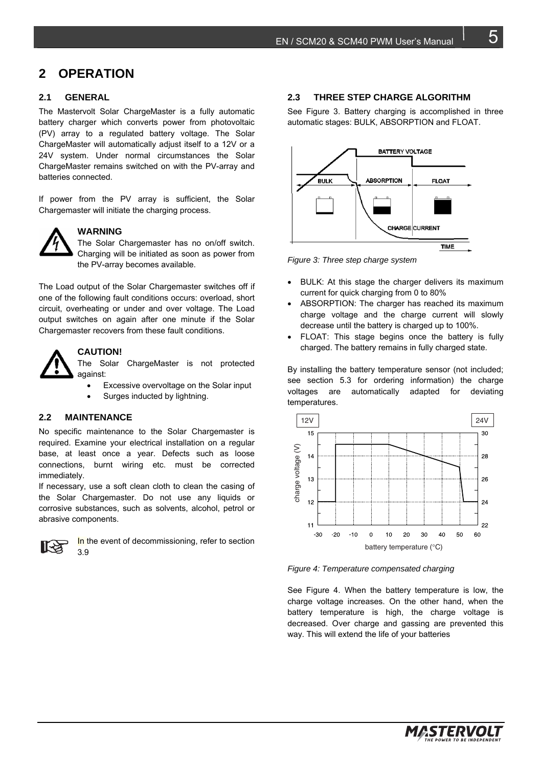# 2 OPERATION

## 2.1 GENERAL

The Mastervolt Solar ChargeMaster is a fully automatic battery charger which converts power from photovoltaic (PV) array to a regulated battery voltage. The Solar ChargeMaster will automatically adjust itself to a 12V or a 24V system. Under normal circumstances the Solar ChargeMaster remains switched on with the PV-array and batteries connected.

If power from the PV array is sufficient, the Solar Chargemaster will initiate the charging process.

**WARNING**
The Solar Chargemaster has no on/off switch. Charging will be initiated as soon as power from the PV-array becomes available.

The Load output of the Solar Chargemaster switches off if one of the following fault conditions occurs: overload, short circuit, overheating or under and over voltage. The Load output switches on again after one minute if the Solar Chargemaster recovers from these fault conditions.

**CAUTION!**
The Solar ChargeMaster is not protected against:

- Excessive overvoltage on the Solar input
- Surges inducted by lightning.

## 2.2 MAINTENANCE

No specific maintenance to the Solar Chargemaster is required. Examine your electrical installation on a regular base, at least once a year. Defects such as loose connections, burnt wiring etc. must be corrected immediately.
If necessary, use a soft clean cloth to clean the casing of the Solar Chargemaster. Do not use any liquids or corrosive substances, such as solvents, alcohol, petrol or abrasive components.

In the event of decommissioning, refer to section 3.9

## 2.3 THREE STEP CHARGE ALGORITHM

See Figure 3. Battery charging is accomplished in three automatic stages: BULK, ABSORPTION and FLOAT.

*Figure 3: Three step charge system*

- BULK: At this stage the charger delivers its maximum current for quick charging from 0 to 80%
- ABSORPTION: The charger has reached its maximum charge voltage and the charge current will slowly decrease until the battery is charged up to 100%.
- FLOAT: This stage begins once the battery is fully charged. The battery remains in fully charged state.

By installing the battery temperature sensor (not included; see section 5.3 for ordering information) the charge voltages are automatically adapted for deviating temperatures.

*Figure 4: Temperature compensated charging*

See Figure 4. When the battery temperature is low, the charge voltage increases. On the other hand, when the battery temperature is high, the charge voltage is decreased. Over charge and gassing are prevented this way. This will extend the life of your batteries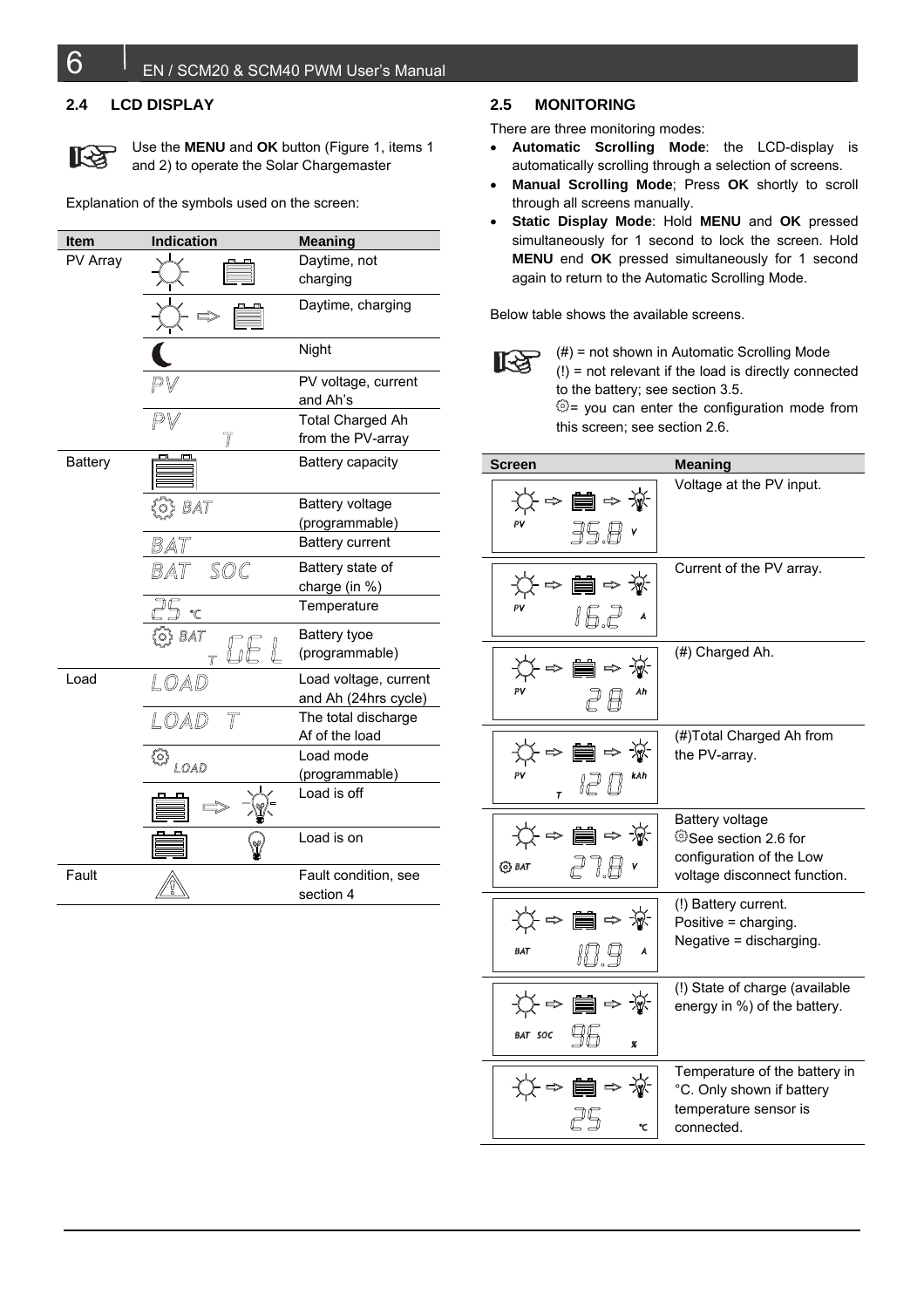## 2.4 LCD DISPLAY

Use the **MENU** and **OK** button (Figure 1, items 1 and 2) to operate the Solar Chargemaster

Explanation of the symbols used on the screen:

| Item | Indication | Meaning |
|---|---|---|
| PV Array | | Daytime, not charging |
| | | Daytime, charging |
| | | Night |
| | PV | PV voltage, current and Ah's |
| | PV T | Total Charged Ah from the PV-array |
| Battery | | Battery capacity |
| | BAT | Battery voltage (programmable) |
| | BAT | Battery current |
| | BAT SOC | Battery state of charge (in %) |
| | 25 °C | Temperature |
| | BAT T GEL | Battery tyoe (programmable) |
| Load | LOAD | Load voltage, current and Ah (24hrs cycle) |
| | LOAD T | The total discharge Af of the load |
| | LOAD | Load mode (programmable) |
| | | Load is off |
| | | Load is on |
| Fault | | Fault condition, see section 4 |

## 2.5 MONITORING

There are three monitoring modes:

- **Automatic Scrolling Mode**: the LCD-display is automatically scrolling through a selection of screens.
- **Manual Scrolling Mode**; Press **OK** shortly to scroll through all screens manually.
- **Static Display Mode**: Hold **MENU** and **OK** pressed simultaneously for 1 second to lock the screen. Hold **MENU** end **OK** pressed simultaneously for 1 second again to return to the Automatic Scrolling Mode.

Below table shows the available screens.

(#) = not shown in Automatic Scrolling Mode
(!) = not relevant if the load is directly connected to the battery; see section 3.5.
⚙= you can enter the configuration mode from this screen; see section 2.6.

| Screen | Meaning |
|---|---|
| PV 35.8 V | Voltage at the PV input. |
| PV 16.2 A | Current of the PV array. |
| PV 28 Ah | (#) Charged Ah. |
| PV T 120 kAh | (#)Total Charged Ah from the PV-array. |
| BAT 27.8 V | Battery voltage<br>⚙See section 2.6 for configuration of the Low voltage disconnect function. |
| BAT 10.9 A | (!) Battery current.<br>Positive = charging.<br>Negative = discharging. |
| BAT SOC 96 % | (!) State of charge (available energy in %) of the battery. |
| 25 °C | Temperature of the battery in °C. Only shown if battery temperature sensor is connected. |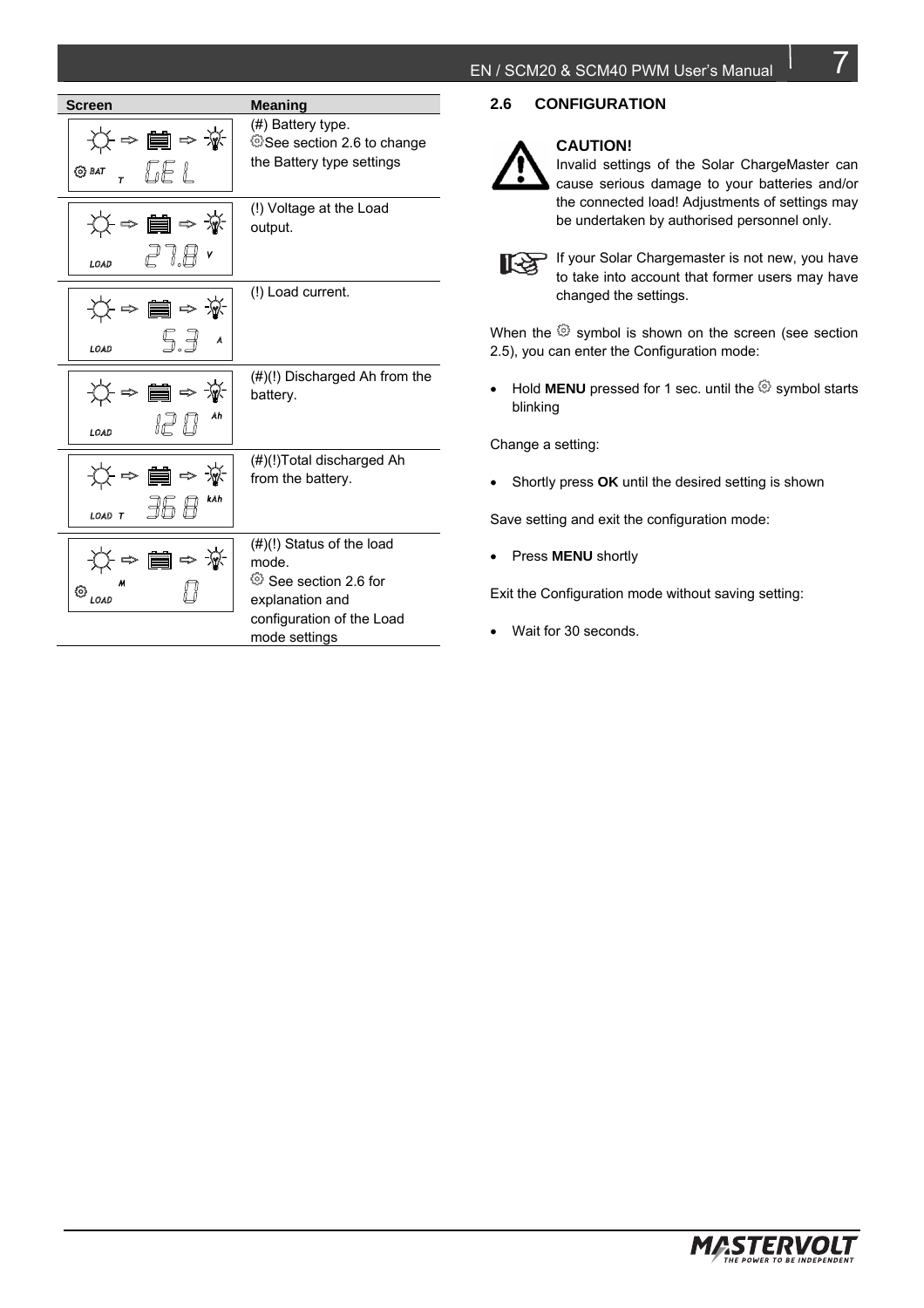| Screen | Meaning |
|---|---|
| BAT T GEL | (#) Battery type. ⚙See section 2.6 to change the Battery type settings |
| LOAD 27.8 V | (!) Voltage at the Load output. |
| LOAD 5.3 A | (!) Load current. |
| LOAD 120 Ah | (#)(!) Discharged Ah from the battery. |
| LOAD T 36.8 kAh | (#)(!)Total discharged Ah from the battery. |
| M LOAD 0 | (#)(!) Status of the load mode. ⚙ See section 2.6 for explanation and configuration of the Load mode settings |

## 2.6 CONFIGURATION

**CAUTION!**
Invalid settings of the Solar ChargeMaster can cause serious damage to your batteries and/or the connected load! Adjustments of settings may be undertaken by authorised personnel only.

If your Solar Chargemaster is not new, you have to take into account that former users may have changed the settings.

When the ⚙ symbol is shown on the screen (see section 2.5), you can enter the Configuration mode:

- Hold **MENU** pressed for 1 sec. until the ⚙ symbol starts blinking

Change a setting:

- Shortly press **OK** until the desired setting is shown

Save setting and exit the configuration mode:

- Press **MENU** shortly

Exit the Configuration mode without saving setting:

- Wait for 30 seconds.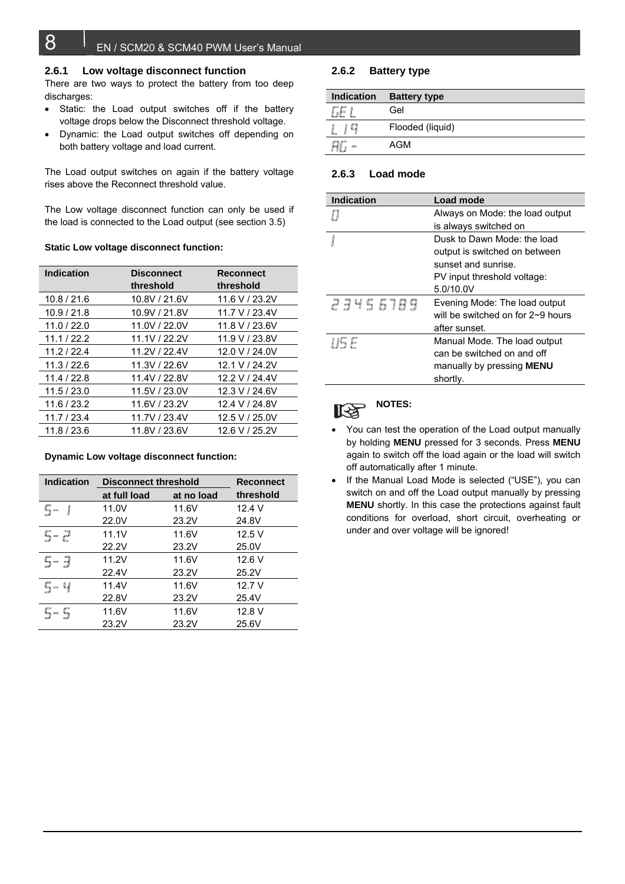### 2.6.1 Low voltage disconnect function

There are two ways to protect the battery from too deep discharges:

- Static: the Load output switches off if the battery voltage drops below the Disconnect threshold voltage.
- Dynamic: the Load output switches off depending on both battery voltage and load current.

The Load output switches on again if the battery voltage rises above the Reconnect threshold value.

The Low voltage disconnect function can only be used if the load is connected to the Load output (see section 3.5)

**Static Low voltage disconnect function:**

| Indication | Disconnect threshold | Reconnect threshold |
|---|---|---|
| 10.8 / 21.6 | 10.8V / 21.6V | 11.6 V / 23.2V |
| 10.9 / 21.8 | 10.9V / 21.8V | 11.7 V / 23.4V |
| 11.0 / 22.0 | 11.0V / 22.0V | 11.8 V / 23.6V |
| 11.1 / 22.2 | 11.1V / 22.2V | 11.9 V / 23.8V |
| 11.2 / 22.4 | 11.2V / 22.4V | 12.0 V / 24.0V |
| 11.3 / 22.6 | 11.3V / 22.6V | 12.1 V / 24.2V |
| 11.4 / 22.8 | 11.4V / 22.8V | 12.2 V / 24.4V |
| 11.5 / 23.0 | 11.5V / 23.0V | 12.3 V / 24.6V |
| 11.6 / 23.2 | 11.6V / 23.2V | 12.4 V / 24.8V |
| 11.7 / 23.4 | 11.7V / 23.4V | 12.5 V / 25.0V |
| 11.8 / 23.6 | 11.8V / 23.6V | 12.6 V / 25.2V |

**Dynamic Low voltage disconnect function:**

| Indication | Disconnect threshold | | Reconnect threshold |
|---|---|---|---|
| | at full load | at no load | |
| S- 1 | 11.0V<br>22.0V | 11.6V<br>23.2V | 12.4 V<br>24.8V |
| S- 2 | 11.1V<br>22.2V | 11.6V<br>23.2V | 12.5 V<br>25.0V |
| S- 3 | 11.2V<br>22.4V | 11.6V<br>23.2V | 12.6 V<br>25.2V |
| S- 4 | 11.4V<br>22.8V | 11.6V<br>23.2V | 12.7 V<br>25.4V |
| S- 5 | 11.6V<br>23.2V | 11.6V<br>23.2V | 12.8 V<br>25.6V |

### 2.6.2 Battery type

| Indication | Battery type |
|---|---|
| GEL | Gel |
| L 1 9 | Flooded (liquid) |
| AG - | AGM |

### 2.6.3 Load mode

| Indication | Load mode |
|---|---|
| 0 | Always on Mode: the load output is always switched on |
| 1 | Dusk to Dawn Mode: the load output is switched on between sunset and sunrise.<br>PV input threshold voltage: 5.0/10.0V |
| 2 3 4 5 6 7 8 9 | Evening Mode: The load output will be switched on for 2~9 hours after sunset. |
| USE | Manual Mode. The load output can be switched on and off manually by pressing **MENU** shortly. |

**NOTES:**

- You can test the operation of the Load output manually by holding **MENU** pressed for 3 seconds. Press **MENU** again to switch off the load again or the load will switch off automatically after 1 minute.
- If the Manual Load Mode is selected ("USE"), you can switch on and off the Load output manually by pressing **MENU** shortly. In this case the protections against fault conditions for overload, short circuit, overheating or under and over voltage will be ignored!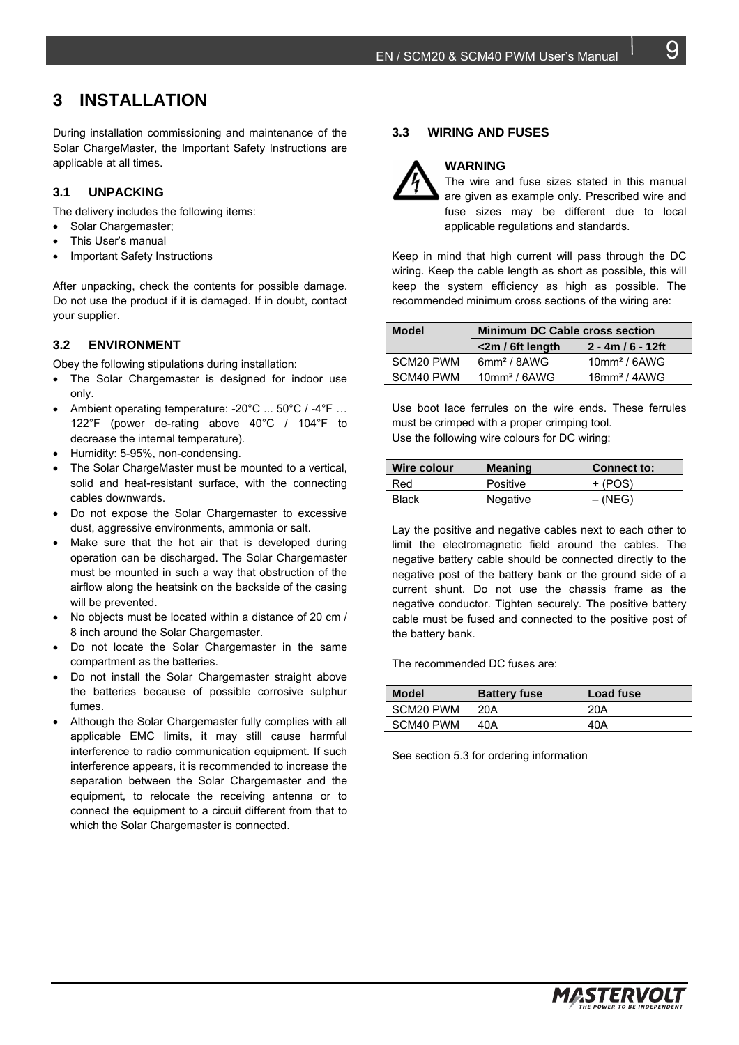# 3 INSTALLATION

During installation commissioning and maintenance of the Solar ChargeMaster, the Important Safety Instructions are applicable at all times.

### 3.1 UNPACKING

The delivery includes the following items:

- Solar Chargemaster;
- This User's manual
- Important Safety Instructions

After unpacking, check the contents for possible damage. Do not use the product if it is damaged. If in doubt, contact your supplier.

### 3.2 ENVIRONMENT

Obey the following stipulations during installation:

- The Solar Chargemaster is designed for indoor use only.
- Ambient operating temperature: -20°C ... 50°C / -4°F … 122°F (power de-rating above 40°C / 104°F to decrease the internal temperature).
- Humidity: 5-95%, non-condensing.
- The Solar ChargeMaster must be mounted to a vertical, solid and heat-resistant surface, with the connecting cables downwards.
- Do not expose the Solar Chargemaster to excessive dust, aggressive environments, ammonia or salt.
- Make sure that the hot air that is developed during operation can be discharged. The Solar Chargemaster must be mounted in such a way that obstruction of the airflow along the heatsink on the backside of the casing will be prevented.
- No objects must be located within a distance of 20 cm / 8 inch around the Solar Chargemaster.
- Do not locate the Solar Chargemaster in the same compartment as the batteries.
- Do not install the Solar Chargemaster straight above the batteries because of possible corrosive sulphur fumes.
- Although the Solar Chargemaster fully complies with all applicable EMC limits, it may still cause harmful interference to radio communication equipment. If such interference appears, it is recommended to increase the separation between the Solar Chargemaster and the equipment, to relocate the receiving antenna or to connect the equipment to a circuit different from that to which the Solar Chargemaster is connected.

### 3.3 WIRING AND FUSES

**WARNING**
The wire and fuse sizes stated in this manual are given as example only. Prescribed wire and fuse sizes may be different due to local applicable regulations and standards.

Keep in mind that high current will pass through the DC wiring. Keep the cable length as short as possible, this will keep the system efficiency as high as possible. The recommended minimum cross sections of the wiring are:

| Model | Minimum DC Cable cross section | |
|---|---|---|
| | <2m / 6ft length | 2 - 4m / 6 - 12ft |
| SCM20 PWM | 6mm² / 8AWG | 10mm² / 6AWG |
| SCM40 PWM | 10mm² / 6AWG | 16mm² / 4AWG |

Use boot lace ferrules on the wire ends. These ferrules must be crimped with a proper crimping tool.
Use the following wire colours for DC wiring:

| Wire colour | Meaning | Connect to: |
|---|---|---|
| Red | Positive | + (POS) |
| Black | Negative | – (NEG) |

Lay the positive and negative cables next to each other to limit the electromagnetic field around the cables. The negative battery cable should be connected directly to the negative post of the battery bank or the ground side of a current shunt. Do not use the chassis frame as the negative conductor. Tighten securely. The positive battery cable must be fused and connected to the positive post of the battery bank.

The recommended DC fuses are:

| Model | Battery fuse | Load fuse |
|---|---|---|
| SCM20 PWM | 20A | 20A |
| SCM40 PWM | 40A | 40A |

See section 5.3 for ordering information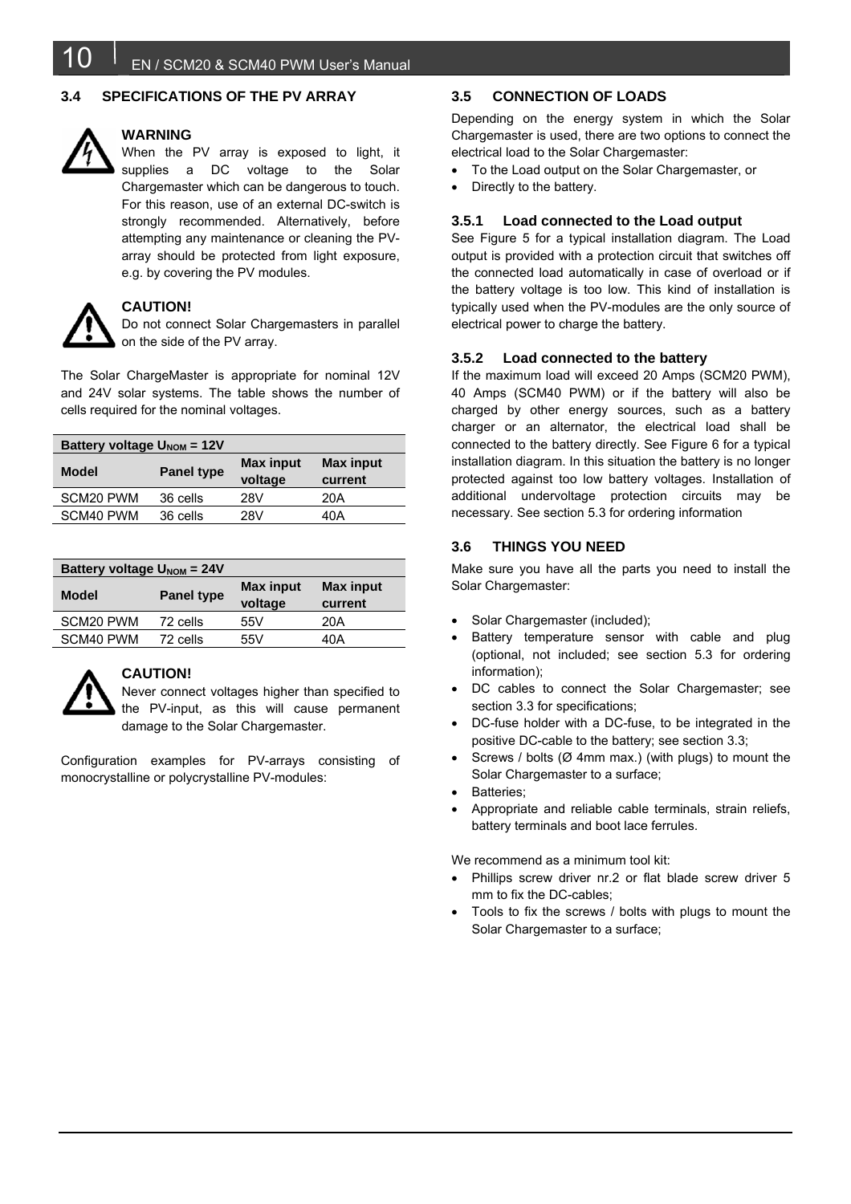## 3.4 SPECIFICATIONS OF THE PV ARRAY

**WARNING**
When the PV array is exposed to light, it supplies a DC voltage to the Solar Chargemaster which can be dangerous to touch. For this reason, use of an external DC-switch is strongly recommended. Alternatively, before attempting any maintenance or cleaning the PV-array should be protected from light exposure, e.g. by covering the PV modules.

**CAUTION!**
Do not connect Solar Chargemasters in parallel on the side of the PV array.

The Solar ChargeMaster is appropriate for nominal 12V and 24V solar systems. The table shows the number of cells required for the nominal voltages.

| Battery voltage $U_{NOM}$ = 12V | | | |
|---|---|---|---|
| **Model** | **Panel type** | **Max input voltage** | **Max input current** |
| SCM20 PWM | 36 cells | 28V | 20A |
| SCM40 PWM | 36 cells | 28V | 40A |

| Battery voltage $U_{NOM}$ = 24V | | | |
|---|---|---|---|
| **Model** | **Panel type** | **Max input voltage** | **Max input current** |
| SCM20 PWM | 72 cells | 55V | 20A |
| SCM40 PWM | 72 cells | 55V | 40A |

**CAUTION!**
Never connect voltages higher than specified to the PV-input, as this will cause permanent damage to the Solar Chargemaster.

Configuration examples for PV-arrays consisting of monocrystalline or polycrystalline PV-modules:

## 3.5 CONNECTION OF LOADS

Depending on the energy system in which the Solar Chargemaster is used, there are two options to connect the electrical load to the Solar Chargemaster:

- To the Load output on the Solar Chargemaster, or
- Directly to the battery.

### 3.5.1 Load connected to the Load output

See Figure 5 for a typical installation diagram. The Load output is provided with a protection circuit that switches off the connected load automatically in case of overload or if the battery voltage is too low. This kind of installation is typically used when the PV-modules are the only source of electrical power to charge the battery.

### 3.5.2 Load connected to the battery

If the maximum load will exceed 20 Amps (SCM20 PWM), 40 Amps (SCM40 PWM) or if the battery will also be charged by other energy sources, such as a battery charger or an alternator, the electrical load shall be connected to the battery directly. See Figure 6 for a typical installation diagram. In this situation the battery is no longer protected against too low battery voltages. Installation of additional undervoltage protection circuits may be necessary. See section 5.3 for ordering information

## 3.6 THINGS YOU NEED

Make sure you have all the parts you need to install the Solar Chargemaster:

- Solar Chargemaster (included);
- Battery temperature sensor with cable and plug (optional, not included; see section 5.3 for ordering information);
- DC cables to connect the Solar Chargemaster; see section 3.3 for specifications;
- DC-fuse holder with a DC-fuse, to be integrated in the positive DC-cable to the battery; see section 3.3;
- Screws / bolts (Ø 4mm max.) (with plugs) to mount the Solar Chargemaster to a surface;
- Batteries;
- Appropriate and reliable cable terminals, strain reliefs, battery terminals and boot lace ferrules.

We recommend as a minimum tool kit:

- Phillips screw driver nr.2 or flat blade screw driver 5 mm to fix the DC-cables;
- Tools to fix the screws / bolts with plugs to mount the Solar Chargemaster to a surface;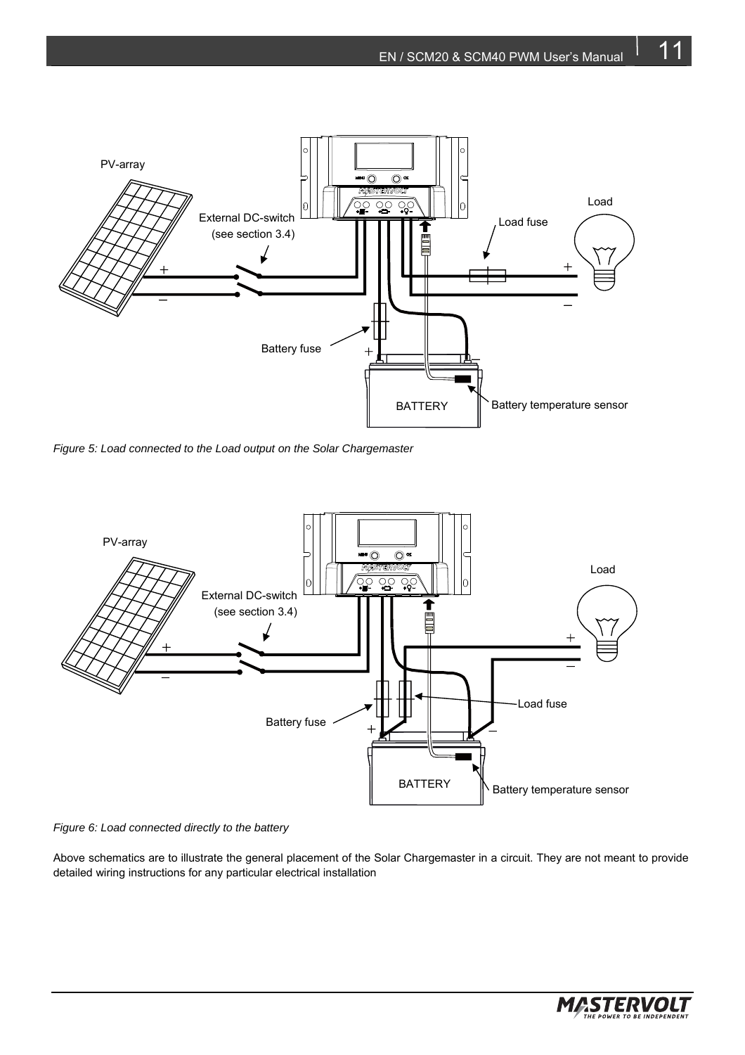*Figure 5: Load connected to the Load output on the Solar Chargemaster*

*Figure 6: Load connected directly to the battery*

Above schematics are to illustrate the general placement of the Solar Chargemaster in a circuit. They are not meant to provide detailed wiring instructions for any particular electrical installation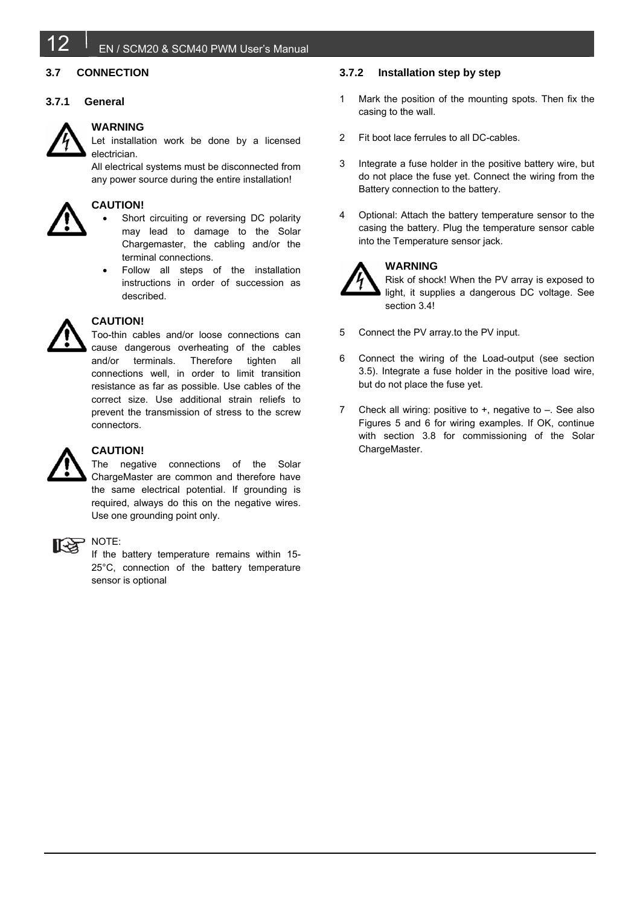## 3.7 CONNECTION

### 3.7.1 General

**WARNING**
Let installation work be done by a licensed electrician.
All electrical systems must be disconnected from any power source during the entire installation!

**CAUTION!**

- Short circuiting or reversing DC polarity may lead to damage to the Solar Chargemaster, the cabling and/or the terminal connections.
- Follow all steps of the installation instructions in order of succession as described.

**CAUTION!**
Too-thin cables and/or loose connections can cause dangerous overheating of the cables and/or terminals. Therefore tighten all connections well, in order to limit transition resistance as far as possible. Use cables of the correct size. Use additional strain reliefs to prevent the transmission of stress to the screw connectors.

**CAUTION!**
The negative connections of the Solar ChargeMaster are common and therefore have the same electrical potential. If grounding is required, always do this on the negative wires. Use one grounding point only.

NOTE:
If the battery temperature remains within 15-25°C, connection of the battery temperature sensor is optional

### 3.7.2 Installation step by step

1 Mark the position of the mounting spots. Then fix the casing to the wall.

2 Fit boot lace ferrules to all DC-cables.

3 Integrate a fuse holder in the positive battery wire, but do not place the fuse yet. Connect the wiring from the Battery connection to the battery.

4 Optional: Attach the battery temperature sensor to the casing the battery. Plug the temperature sensor cable into the Temperature sensor jack.

**WARNING**
Risk of shock! When the PV array is exposed to light, it supplies a dangerous DC voltage. See section 3.4!

5 Connect the PV array.to the PV input.

6 Connect the wiring of the Load-output (see section 3.5). Integrate a fuse holder in the positive load wire, but do not place the fuse yet.

7 Check all wiring: positive to +, negative to –. See also Figures 5 and 6 for wiring examples. If OK, continue with section 3.8 for commissioning of the Solar ChargeMaster.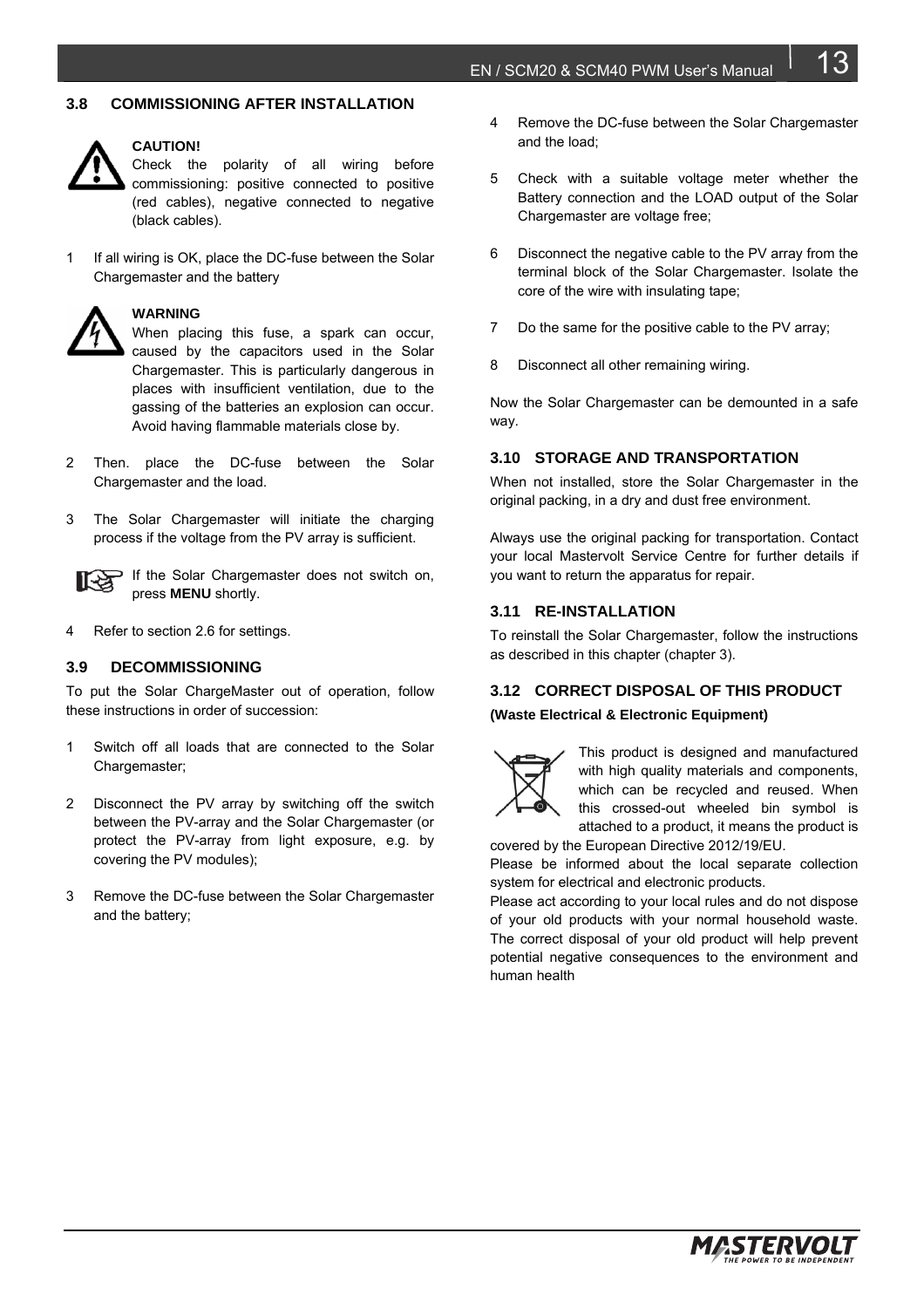## 3.8 COMMISSIONING AFTER INSTALLATION

**CAUTION!**
Check the polarity of all wiring before commissioning: positive connected to positive (red cables), negative connected to negative (black cables).

1 If all wiring is OK, place the DC-fuse between the Solar Chargemaster and the battery

**WARNING**
When placing this fuse, a spark can occur, caused by the capacitors used in the Solar Chargemaster. This is particularly dangerous in places with insufficient ventilation, due to the gassing of the batteries an explosion can occur. Avoid having flammable materials close by.

2 Then. place the DC-fuse between the Solar Chargemaster and the load.

3 The Solar Chargemaster will initiate the charging process if the voltage from the PV array is sufficient.

If the Solar Chargemaster does not switch on, press **MENU** shortly.

4 Refer to section 2.6 for settings.

## 3.9 DECOMMISSIONING

To put the Solar ChargeMaster out of operation, follow these instructions in order of succession:

1 Switch off all loads that are connected to the Solar Chargemaster;

2 Disconnect the PV array by switching off the switch between the PV-array and the Solar Chargemaster (or protect the PV-array from light exposure, e.g. by covering the PV modules);

3 Remove the DC-fuse between the Solar Chargemaster and the battery;

4 Remove the DC-fuse between the Solar Chargemaster and the load;

5 Check with a suitable voltage meter whether the Battery connection and the LOAD output of the Solar Chargemaster are voltage free;

6 Disconnect the negative cable to the PV array from the terminal block of the Solar Chargemaster. Isolate the core of the wire with insulating tape;

7 Do the same for the positive cable to the PV array;

8 Disconnect all other remaining wiring.

Now the Solar Chargemaster can be demounted in a safe way.

## 3.10 STORAGE AND TRANSPORTATION

When not installed, store the Solar Chargemaster in the original packing, in a dry and dust free environment.

Always use the original packing for transportation. Contact your local Mastervolt Service Centre for further details if you want to return the apparatus for repair.

## 3.11 RE-INSTALLATION

To reinstall the Solar Chargemaster, follow the instructions as described in this chapter (chapter 3).

## 3.12 CORRECT DISPOSAL OF THIS PRODUCT

**(Waste Electrical & Electronic Equipment)**

This product is designed and manufactured with high quality materials and components, which can be recycled and reused. When this crossed-out wheeled bin symbol is attached to a product, it means the product is covered by the European Directive 2012/19/EU.
Please be informed about the local separate collection system for electrical and electronic products.
Please act according to your local rules and do not dispose of your old products with your normal household waste. The correct disposal of your old product will help prevent potential negative consequences to the environment and human health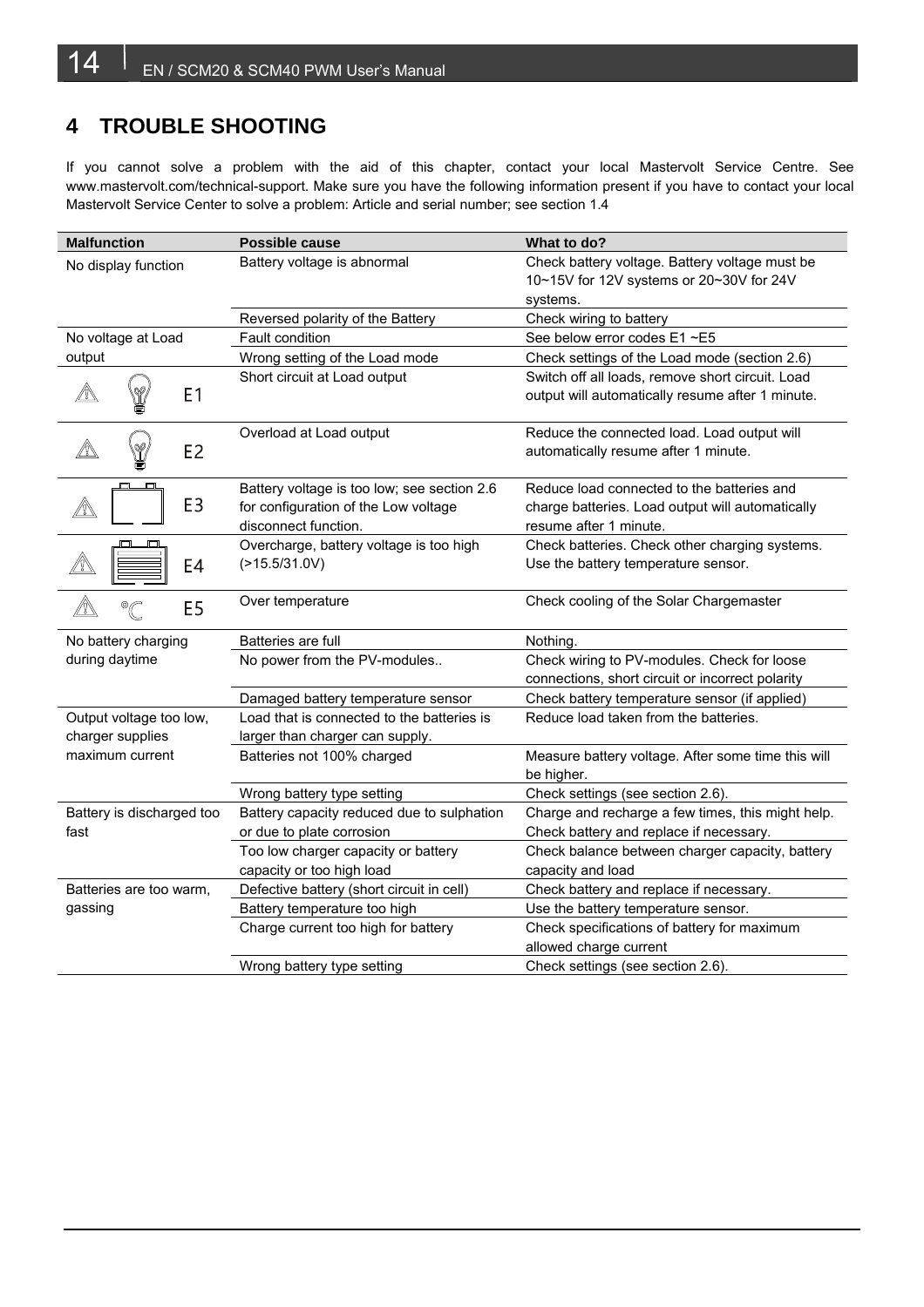# 4 TROUBLE SHOOTING

If you cannot solve a problem with the aid of this chapter, contact your local Mastervolt Service Centre. See www.mastervolt.com/technical-support. Make sure you have the following information present if you have to contact your local Mastervolt Service Center to solve a problem: Article and serial number; see section 1.4

| Malfunction | Possible cause | What to do? |
|---|---|---|
| No display function | Battery voltage is abnormal | Check battery voltage. Battery voltage must be 10~15V for 12V systems or 20~30V for 24V systems. |
| | Reversed polarity of the Battery | Check wiring to battery |
| No voltage at Load output | Fault condition | See below error codes E1 ~E5 |
| | Wrong setting of the Load mode | Check settings of the Load mode (section 2.6) |
| E1 | Short circuit at Load output | Switch off all loads, remove short circuit. Load output will automatically resume after 1 minute. |
| E2 | Overload at Load output | Reduce the connected load. Load output will automatically resume after 1 minute. |
| E3 | Battery voltage is too low; see section 2.6 for configuration of the Low voltage disconnect function. | Reduce load connected to the batteries and charge batteries. Load output will automatically resume after 1 minute. |
| E4 | Overcharge, battery voltage is too high (>15.5/31.0V) | Check batteries. Check other charging systems. Use the battery temperature sensor. |
| E5 | Over temperature | Check cooling of the Solar Chargemaster |
| No battery charging during daytime | Batteries are full | Nothing. |
| | No power from the PV-modules.. | Check wiring to PV-modules. Check for loose connections, short circuit or incorrect polarity |
| | Damaged battery temperature sensor | Check battery temperature sensor (if applied) |
| Output voltage too low, charger supplies maximum current | Load that is connected to the batteries is larger than charger can supply. | Reduce load taken from the batteries. |
| | Batteries not 100% charged | Measure battery voltage. After some time this will be higher. |
| | Wrong battery type setting | Check settings (see section 2.6). |
| Battery is discharged too fast | Battery capacity reduced due to sulphation or due to plate corrosion | Charge and recharge a few times, this might help. Check battery and replace if necessary. |
| | Too low charger capacity or battery capacity or too high load | Check balance between charger capacity, battery capacity and load |
| Batteries are too warm, gassing | Defective battery (short circuit in cell) | Check battery and replace if necessary. |
| | Battery temperature too high | Use the battery temperature sensor. |
| | Charge current too high for battery | Check specifications of battery for maximum allowed charge current |
| | Wrong battery type setting | Check settings (see section 2.6). |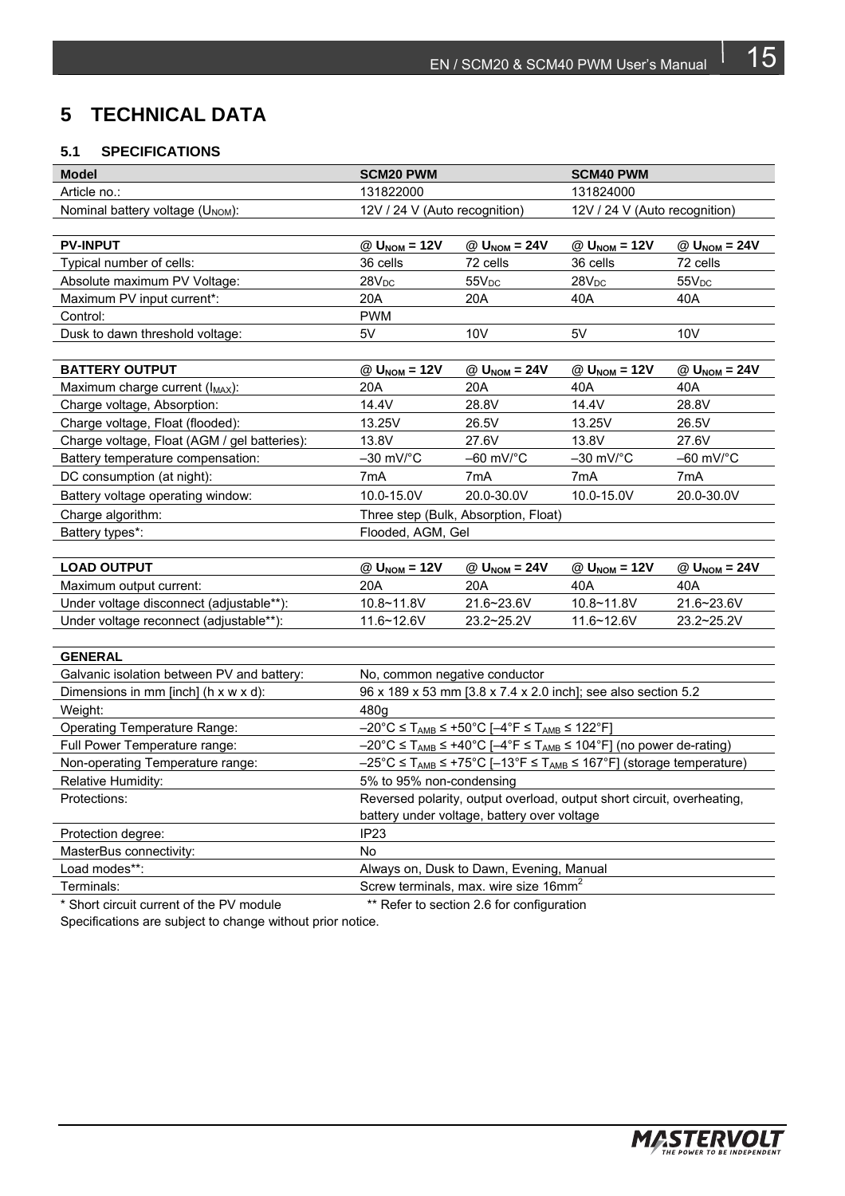# 5 TECHNICAL DATA

## 5.1 SPECIFICATIONS

| Model | SCM20 PWM | | SCM40 PWM | |
|---|---|---|---|---|
| Article no.: | 131822000 | | 131824000 | |
| Nominal battery voltage ($U_{NOM}$): | 12V / 24 V (Auto recognition) | | 12V / 24 V (Auto recognition) | |
| | | | | |
| **PV-INPUT** | **@ $U_{NOM}$ = 12V** | **@ $U_{NOM}$ = 24V** | **@ $U_{NOM}$ = 12V** | **@ $U_{NOM}$ = 24V** |
| Typical number of cells: | 36 cells | 72 cells | 36 cells | 72 cells |
| Absolute maximum PV Voltage: | $28V_{DC}$ | $55V_{DC}$ | $28V_{DC}$ | $55V_{DC}$ |
| Maximum PV input current*: | 20A | 20A | 40A | 40A |
| Control: | PWM | | | |
| Dusk to dawn threshold voltage: | 5V | 10V | 5V | 10V |
| | | | | |
| **BATTERY OUTPUT** | **@ $U_{NOM}$ = 12V** | **@ $U_{NOM}$ = 24V** | **@ $U_{NOM}$ = 12V** | **@ $U_{NOM}$ = 24V** |
| Maximum charge current ($I_{MAX}$): | 20A | 20A | 40A | 40A |
| Charge voltage, Absorption: | 14.4V | 28.8V | 14.4V | 28.8V |
| Charge voltage, Float (flooded): | 13.25V | 26.5V | 13.25V | 26.5V |
| Charge voltage, Float (AGM / gel batteries): | 13.8V | 27.6V | 13.8V | 27.6V |
| Battery temperature compensation: | –30 mV/°C | –60 mV/°C | –30 mV/°C | –60 mV/°C |
| DC consumption (at night): | 7mA | 7mA | 7mA | 7mA |
| Battery voltage operating window: | 10.0-15.0V | 20.0-30.0V | 10.0-15.0V | 20.0-30.0V |
| Charge algorithm: | Three step (Bulk, Absorption, Float) | | | |
| Battery types*: | Flooded, AGM, Gel | | | |
| | | | | |
| **LOAD OUTPUT** | **@ $U_{NOM}$ = 12V** | **@ $U_{NOM}$ = 24V** | **@ $U_{NOM}$ = 12V** | **@ $U_{NOM}$ = 24V** |
| Maximum output current: | 20A | 20A | 40A | 40A |
| Under voltage disconnect (adjustable**): | 10.8~11.8V | 21.6~23.6V | 10.8~11.8V | 21.6~23.6V |
| Under voltage reconnect (adjustable**): | 11.6~12.6V | 23.2~25.2V | 11.6~12.6V | 23.2~25.2V |
| | | | | |
| **GENERAL** | | | | |
| Galvanic isolation between PV and battery: | No, common negative conductor | | | |
| Dimensions in mm [inch] (h x w x d): | 96 x 189 x 53 mm [3.8 x 7.4 x 2.0 inch]; see also section 5.2 | | | |
| Weight: | 480g | | | |
| Operating Temperature Range: | –20°C ≤ $T_{AMB}$ ≤ +50°C [–4°F ≤ $T_{AMB}$ ≤ 122°F] | | | |
| Full Power Temperature range: | –20°C ≤ $T_{AMB}$ ≤ +40°C [–4°F ≤ $T_{AMB}$ ≤ 104°F] (no power de-rating) | | | |
| Non-operating Temperature range: | –25°C ≤ $T_{AMB}$ ≤ +75°C [–13°F ≤ $T_{AMB}$ ≤ 167°F] (storage temperature) | | | |
| Relative Humidity: | 5% to 95% non-condensing | | | |
| Protections: | Reversed polarity, output overload, output short circuit, overheating, battery under voltage, battery over voltage | | | |
| Protection degree: | IP23 | | | |
| MasterBus connectivity: | No | | | |
| Load modes**: | Always on, Dusk to Dawn, Evening, Manual | | | |
| Terminals: | Screw terminals, max. wire size 16mm$^2$ | | | |

* Short circuit current of the PV module ** Refer to section 2.6 for configuration

Specifications are subject to change without prior notice.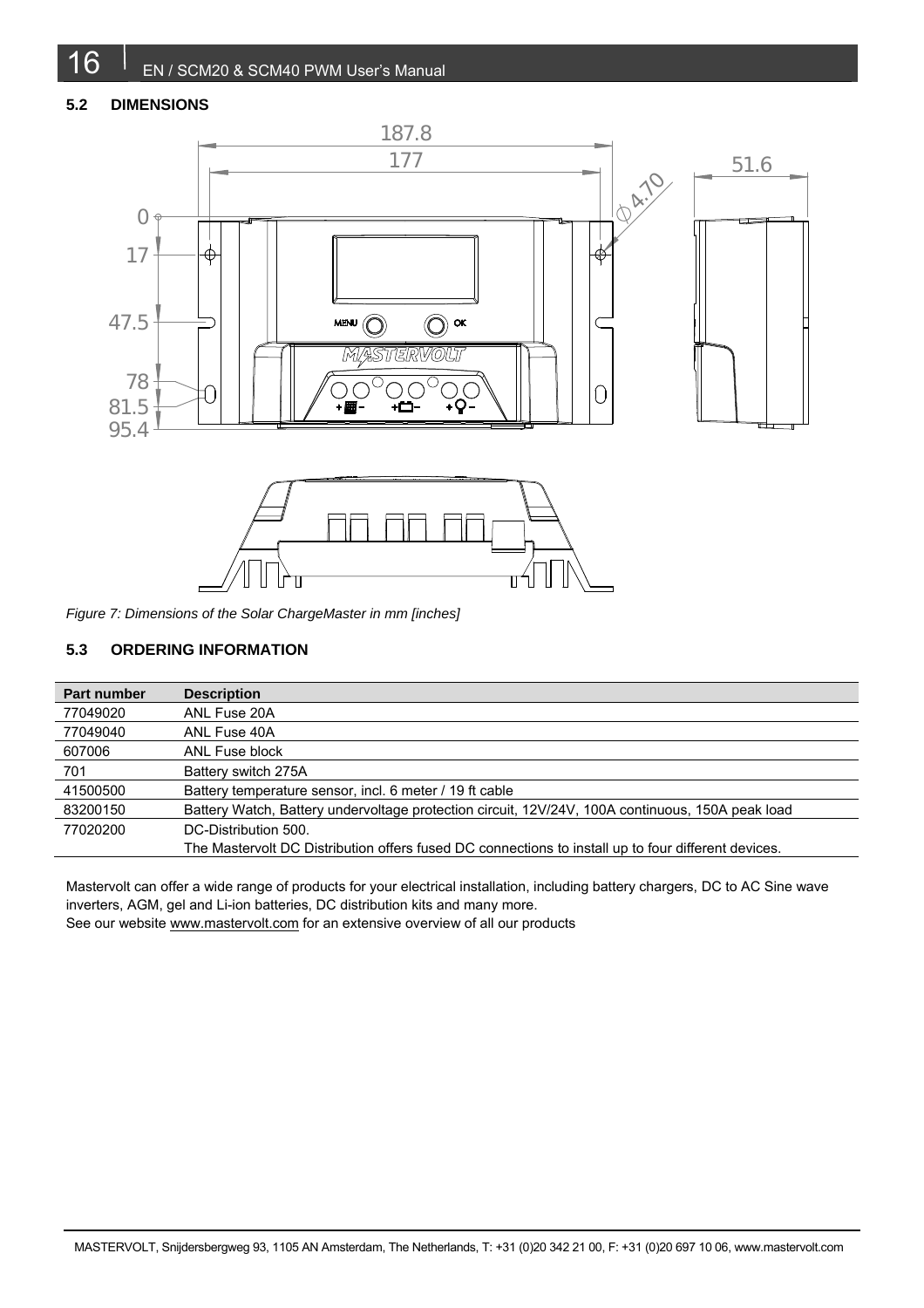## 5.2 DIMENSIONS

187.8

177

51.6

ϕ4.70

0

17

47.5

78

81.5

95.4

MENU

OK

MASTERVOLT

*Figure 7: Dimensions of the Solar ChargeMaster in mm [inches]*

## 5.3 ORDERING INFORMATION

| Part number | Description |
|---|---|
| 77049020 | ANL Fuse 20A |
| 77049040 | ANL Fuse 40A |
| 607006 | ANL Fuse block |
| 701 | Battery switch 275A |
| 41500500 | Battery temperature sensor, incl. 6 meter / 19 ft cable |
| 83200150 | Battery Watch, Battery undervoltage protection circuit, 12V/24V, 100A continuous, 150A peak load |
| 77020200 | DC-Distribution 500.<br>The Mastervolt DC Distribution offers fused DC connections to install up to four different devices. |

Mastervolt can offer a wide range of products for your electrical installation, including battery chargers, DC to AC Sine wave inverters, AGM, gel and Li-ion batteries, DC distribution kits and many more.
See our website www.mastervolt.com for an extensive overview of all our products

MASTERVOLT, Snijdersbergweg 93, 1105 AN Amsterdam, The Netherlands, T: +31 (0)20 342 21 00, F: +31 (0)20 697 10 06, www.mastervolt.com